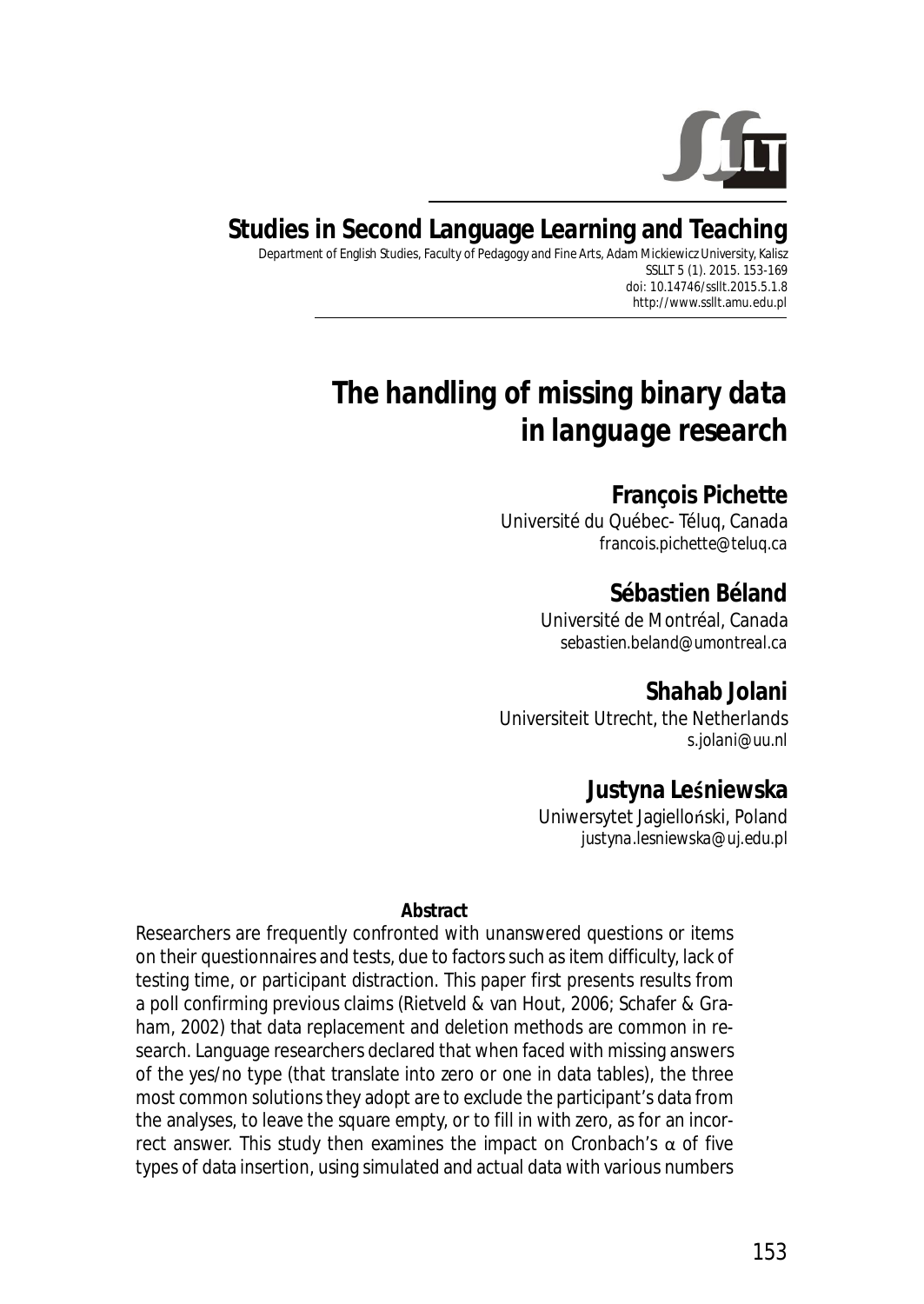**Studies in Second Language Learning and Teaching**

Department of English Studies, Faculty of Pedagogy and Fine Arts, Adam Mickiewicz University, Kalisz
SSLLT 5 (1). 2015. 153-169
doi: 10.14746/ssllt.2015.5.1.8
http://www.ssllt.amu.edu.pl

# The handling of missing binary data in language research

**François Pichette**
Université du Québec- Téluq, Canada
francois.pichette@teluq.ca

**Sébastien Béland**
Université de Montréal, Canada
sebastien.beland@umontreal.ca

**Shahab Jolani**
Universiteit Utrecht, the Netherlands
s.jolani@uu.nl

**Justyna Leśniewska**
Uniwersytet Jagielloński, Poland
justyna.lesniewska@uj.edu.pl

**Abstract**

Researchers are frequently confronted with unanswered questions or items on their questionnaires and tests, due to factors such as item difficulty, lack of testing time, or participant distraction. This paper first presents results from a poll confirming previous claims (Rietveld & van Hout, 2006; Schafer & Graham, 2002) that data replacement and deletion methods are common in research. Language researchers declared that when faced with missing answers of the yes/no type (that translate into zero or one in data tables), the three most common solutions they adopt are to exclude the participant's data from the analyses, to leave the square empty, or to fill in with zero, as for an incorrect answer. This study then examines the impact on Cronbach's α of five types of data insertion, using simulated and actual data with various numbers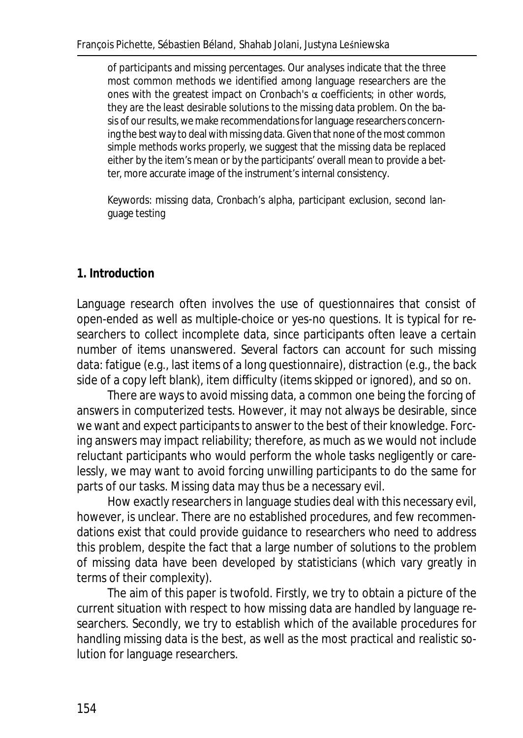of participants and missing percentages. Our analyses indicate that the three most common methods we identified among language researchers are the ones with the greatest impact on Cronbach's $\alpha$ coefficients; in other words, they are the least desirable solutions to the missing data problem. On the basis of our results, we make recommendations for language researchers concerning the best way to deal with missing data. Given that none of the most common simple methods works properly, we suggest that the missing data be replaced either by the item's mean or by the participants' overall mean to provide a better, more accurate image of the instrument's internal consistency.

Keywords: missing data, Cronbach's alpha, participant exclusion, second language testing

## 1. Introduction

Language research often involves the use of questionnaires that consist of open-ended as well as multiple-choice or yes-no questions. It is typical for researchers to collect incomplete data, since participants often leave a certain number of items unanswered. Several factors can account for such missing data: fatigue (e.g., last items of a long questionnaire), distraction (e.g., the back side of a copy left blank), item difficulty (items skipped or ignored), and so on.

There are ways to avoid missing data, a common one being the forcing of answers in computerized tests. However, it may not always be desirable, since we want and expect participants to answer to the best of their knowledge. Forcing answers may impact reliability; therefore, as much as we would not include reluctant participants who would perform the whole tasks negligently or carelessly, we may want to avoid forcing unwilling participants to do the same for parts of our tasks. Missing data may thus be a necessary evil.

How exactly researchers in language studies deal with this necessary evil, however, is unclear. There are no established procedures, and few recommendations exist that could provide guidance to researchers who need to address this problem, despite the fact that a large number of solutions to the problem of missing data have been developed by statisticians (which vary greatly in terms of their complexity).

The aim of this paper is twofold. Firstly, we try to obtain a picture of the current situation with respect to how missing data are handled by language researchers. Secondly, we try to establish which of the available procedures for handling missing data is the best, as well as the most practical and realistic solution for language researchers.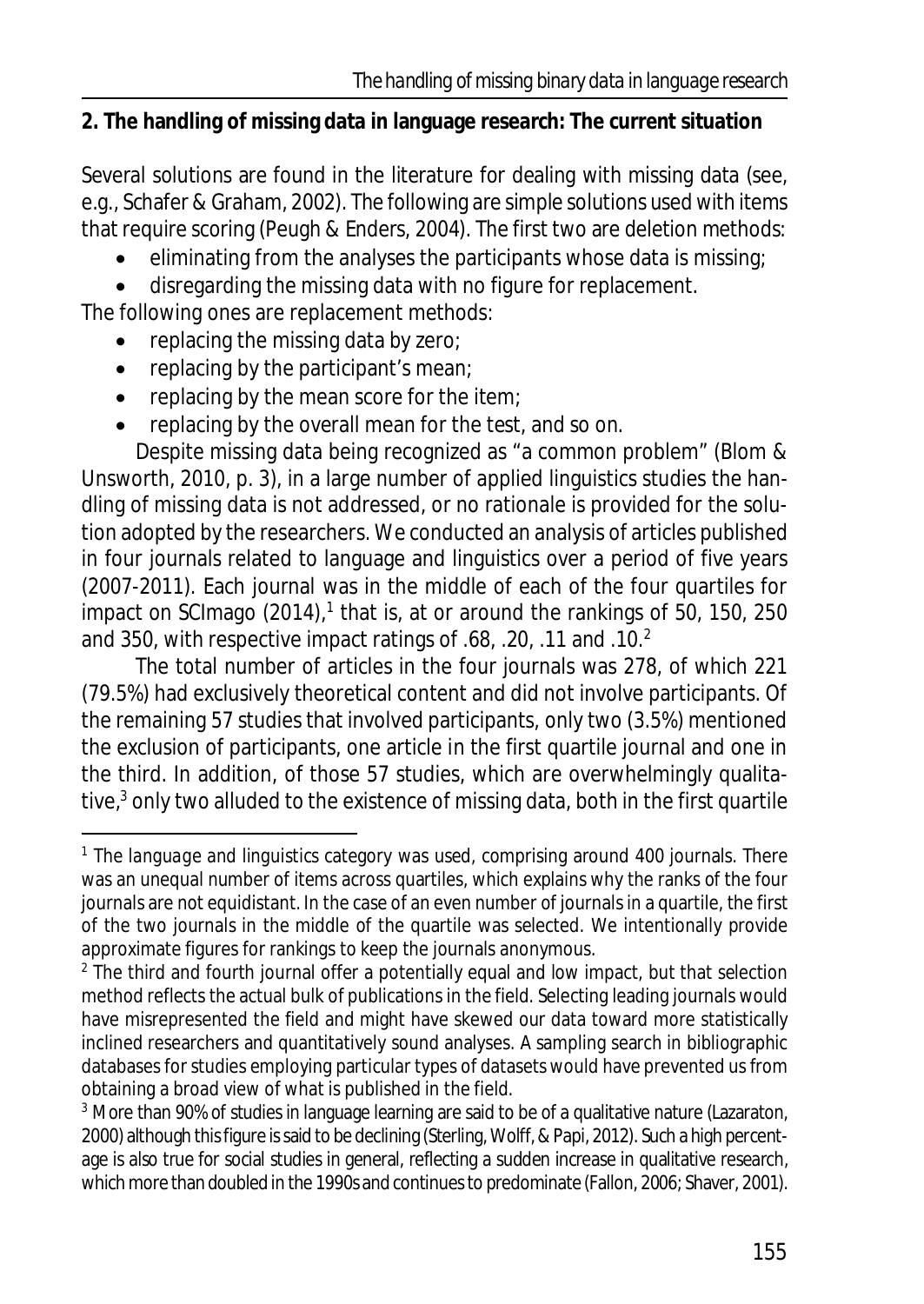## 2. The handling of missing data in language research: The current situation

Several solutions are found in the literature for dealing with missing data (see, e.g., Schafer & Graham, 2002). The following are simple solutions used with items that require scoring (Peugh & Enders, 2004). The first two are deletion methods:

- eliminating from the analyses the participants whose data is missing;
- disregarding the missing data with no figure for replacement.

The following ones are replacement methods:

- replacing the missing data by zero;
- replacing by the participant's mean;
- replacing by the mean score for the item;
- replacing by the overall mean for the test, and so on.

Despite missing data being recognized as "a common problem" (Blom & Unsworth, 2010, p. 3), in a large number of applied linguistics studies the handling of missing data is not addressed, or no rationale is provided for the solution adopted by the researchers. We conducted an analysis of articles published in four journals related to language and linguistics over a period of five years (2007-2011). Each journal was in the middle of each of the four quartiles for impact on SCImago (2014),[1] that is, at or around the rankings of 50, 150, 250 and 350, with respective impact ratings of .68, .20, .11 and .10.[2]

The total number of articles in the four journals was 278, of which 221 (79.5%) had exclusively theoretical content and did not involve participants. Of the remaining 57 studies that involved participants, only two (3.5%) mentioned the exclusion of participants, one article in the first quartile journal and one in the third. In addition, of those 57 studies, which are overwhelmingly qualitative,[3] only two alluded to the existence of missing data, both in the first quartile

---

[1] The language and linguistics category was used, comprising around 400 journals. There was an unequal number of items across quartiles, which explains why the ranks of the four journals are not equidistant. In the case of an even number of journals in a quartile, the first of the two journals in the middle of the quartile was selected. We intentionally provide approximate figures for rankings to keep the journals anonymous.

[2] The third and fourth journal offer a potentially equal and low impact, but that selection method reflects the actual bulk of publications in the field. Selecting leading journals would have misrepresented the field and might have skewed our data toward more statistically inclined researchers and quantitatively sound analyses. A sampling search in bibliographic databases for studies employing particular types of datasets would have prevented us from obtaining a broad view of what is published in the field.

[3] More than 90% of studies in language learning are said to be of a qualitative nature (Lazaraton, 2000) although this figure is said to be declining (Sterling, Wolff, & Papi, 2012). Such a high percentage is also true for social studies in general, reflecting a sudden increase in qualitative research, which more than doubled in the 1990s and continues to predominate (Fallon, 2006; Shaver, 2001).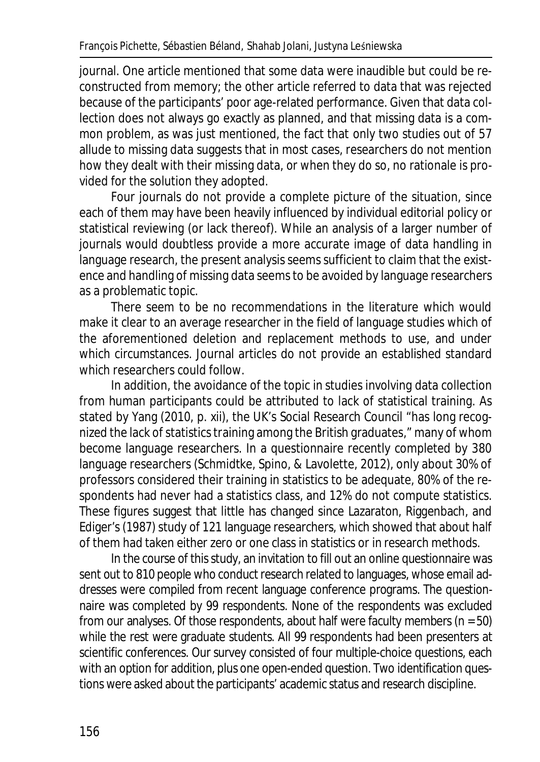journal. One article mentioned that some data were inaudible but could be reconstructed from memory; the other article referred to data that was rejected because of the participants' poor age-related performance. Given that data collection does not always go exactly as planned, and that missing data is a common problem, as was just mentioned, the fact that only two studies out of 57 allude to missing data suggests that in most cases, researchers do not mention how they dealt with their missing data, or when they do so, no rationale is provided for the solution they adopted.

Four journals do not provide a complete picture of the situation, since each of them may have been heavily influenced by individual editorial policy or statistical reviewing (or lack thereof). While an analysis of a larger number of journals would doubtless provide a more accurate image of data handling in language research, the present analysis seems sufficient to claim that the existence and handling of missing data seems to be avoided by language researchers as a problematic topic.

There seem to be no recommendations in the literature which would make it clear to an average researcher in the field of language studies which of the aforementioned deletion and replacement methods to use, and under which circumstances. Journal articles do not provide an established standard which researchers could follow.

In addition, the avoidance of the topic in studies involving data collection from human participants could be attributed to lack of statistical training. As stated by Yang (2010, p. xii), the UK's Social Research Council "has long recognized the lack of statistics training among the British graduates," many of whom become language researchers. In a questionnaire recently completed by 380 language researchers (Schmidtke, Spino, & Lavolette, 2012), only about 30% of professors considered their training in statistics to be adequate, 80% of the respondents had never had a statistics class, and 12% do not compute statistics. These figures suggest that little has changed since Lazaraton, Riggenbach, and Ediger's (1987) study of 121 language researchers, which showed that about half of them had taken either zero or one class in statistics or in research methods.

In the course of this study, an invitation to fill out an online questionnaire was sent out to 810 people who conduct research related to languages, whose email addresses were compiled from recent language conference programs. The questionnaire was completed by 99 respondents. None of the respondents was excluded from our analyses. Of those respondents, about half were faculty members ($n = 50$) while the rest were graduate students. All 99 respondents had been presenters at scientific conferences. Our survey consisted of four multiple-choice questions, each with an option for addition, plus one open-ended question. Two identification questions were asked about the participants' academic status and research discipline.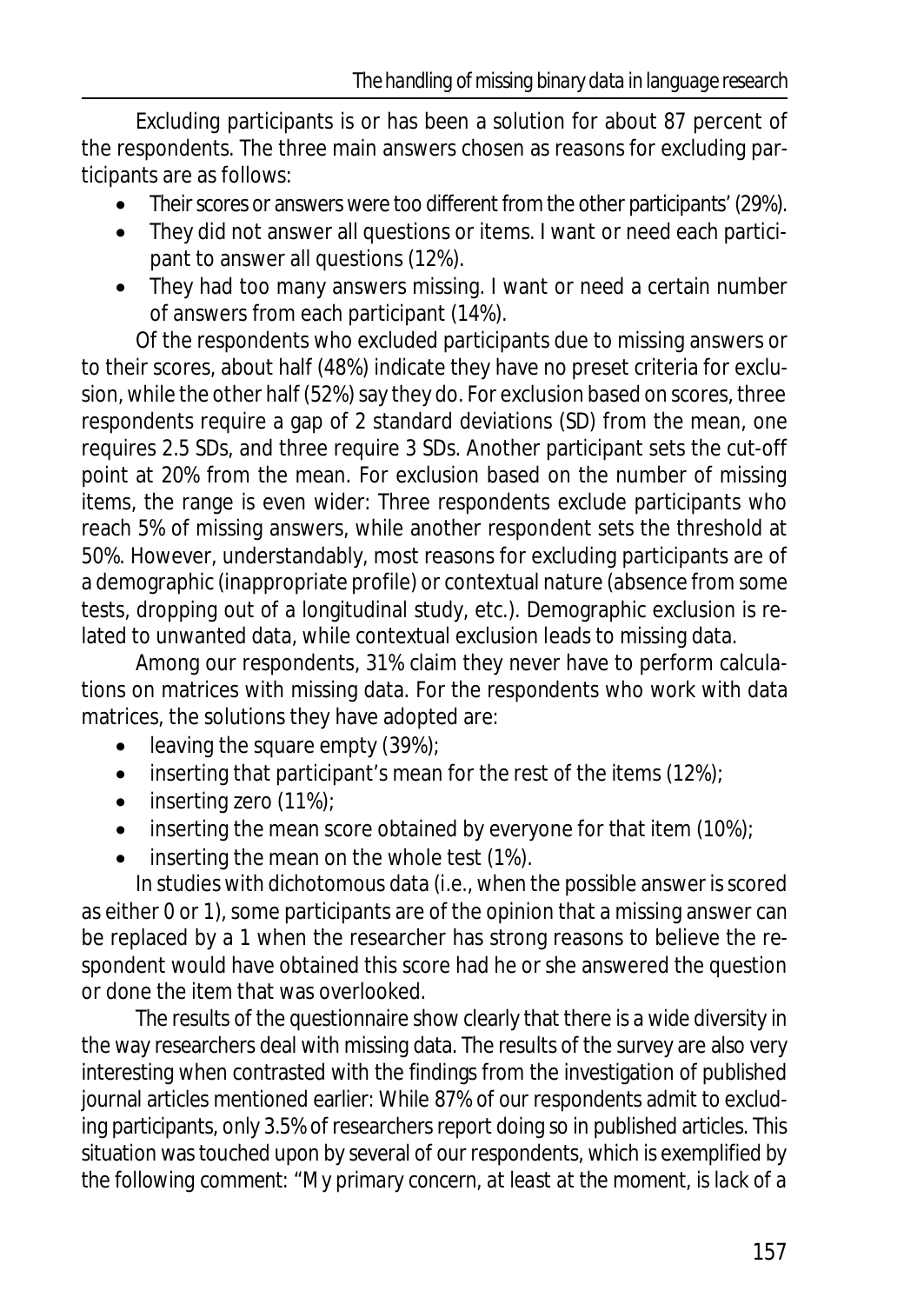Excluding participants is or has been a solution for about 87 percent of the respondents. The three main answers chosen as reasons for excluding participants are as follows:

- Their scores or answers were too different from the other participants' (29%).
- They did not answer all questions or items. I want or need each participant to answer all questions (12%).
- They had too many answers missing. I want or need a certain number of answers from each participant (14%).

Of the respondents who excluded participants due to missing answers or to their scores, about half (48%) indicate they have no preset criteria for exclusion, while the other half (52%) say they do. For exclusion based on scores, three respondents require a gap of 2 standard deviations (SD) from the mean, one requires 2.5 SDs, and three require 3 SDs. Another participant sets the cut-off point at 20% from the mean. For exclusion based on the number of missing items, the range is even wider: Three respondents exclude participants who reach 5% of missing answers, while another respondent sets the threshold at 50%. However, understandably, most reasons for excluding participants are of a demographic (inappropriate profile) or contextual nature (absence from some tests, dropping out of a longitudinal study, etc.). Demographic exclusion is related to unwanted data, while contextual exclusion leads to missing data.

Among our respondents, 31% claim they never have to perform calculations on matrices with missing data. For the respondents who work with data matrices, the solutions they have adopted are:

- leaving the square empty (39%);
- inserting that participant's mean for the rest of the items (12%);
- inserting zero (11%);
- inserting the mean score obtained by everyone for that item (10%);
- inserting the mean on the whole test (1%).

In studies with dichotomous data (i.e., when the possible answer is scored as either 0 or 1), some participants are of the opinion that a missing answer can be replaced by a 1 when the researcher has strong reasons to believe the respondent would have obtained this score had he or she answered the question or done the item that was overlooked.

The results of the questionnaire show clearly that there is a wide diversity in the way researchers deal with missing data. The results of the survey are also very interesting when contrasted with the findings from the investigation of published journal articles mentioned earlier: While 87% of our respondents admit to excluding participants, only 3.5% of researchers report doing so in published articles. This situation was touched upon by several of our respondents, which is exemplified by the following comment: "*My primary concern, at least at the moment, is lack of a*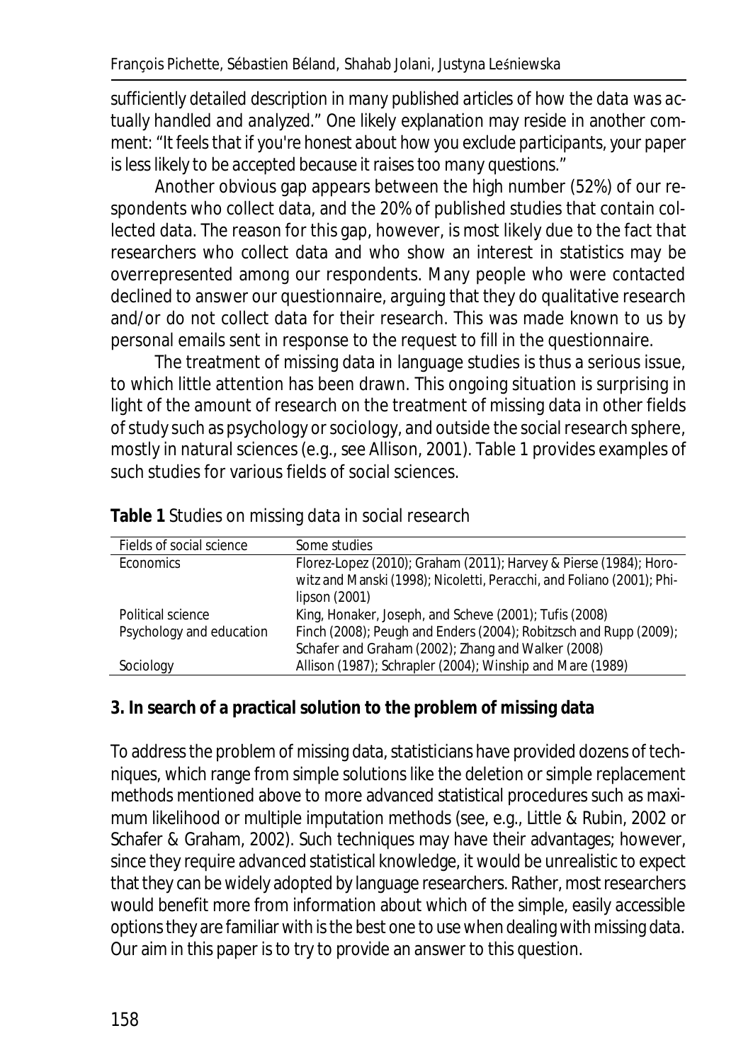sufficiently detailed description in many published articles of how the data was actually handled and analyzed.*" One likely explanation may reside in another comment: "*It feels that if you're honest about how you exclude participants, your paper is less likely to be accepted because it raises too many questions.*"

Another obvious gap appears between the high number (52%) of our respondents who collect data, and the 20% of published studies that contain collected data. The reason for this gap, however, is most likely due to the fact that researchers who collect data and who show an interest in statistics may be overrepresented among our respondents. Many people who were contacted declined to answer our questionnaire, arguing that they do qualitative research and/or do not collect data for their research. This was made known to us by personal emails sent in response to the request to fill in the questionnaire.

The treatment of missing data in language studies is thus a serious issue, to which little attention has been drawn. This ongoing situation is surprising in light of the amount of research on the treatment of missing data in other fields of study such as psychology or sociology, and outside the social research sphere, mostly in natural sciences (e.g., see Allison, 2001). Table 1 provides examples of such studies for various fields of social sciences.

**Table 1** Studies on missing data in social research

| Fields of social science | Some studies |
|---|---|
| Economics | Florez-Lopez (2010); Graham (2011); Harvey & Pierse (1984); Horowitz and Manski (1998); Nicoletti, Peracchi, and Foliano (2001); Philipson (2001) |
| Political science | King, Honaker, Joseph, and Scheve (2001); Tufis (2008) |
| Psychology and education | Finch (2008); Peugh and Enders (2004); Robitzsch and Rupp (2009); Schafer and Graham (2002); Zhang and Walker (2008) |
| Sociology | Allison (1987); Schrapler (2004); Winship and Mare (1989) |

## 3. In search of a practical solution to the problem of missing data

To address the problem of missing data, statisticians have provided dozens of techniques, which range from simple solutions like the deletion or simple replacement methods mentioned above to more advanced statistical procedures such as maximum likelihood or multiple imputation methods (see, e.g., Little & Rubin, 2002 or Schafer & Graham, 2002). Such techniques may have their advantages; however, since they require advanced statistical knowledge, it would be unrealistic to expect that they can be widely adopted by language researchers. Rather, most researchers would benefit more from information about which of the simple, easily accessible options they are familiar with is the best one to use when dealing with missing data. Our aim in this paper is to try to provide an answer to this question.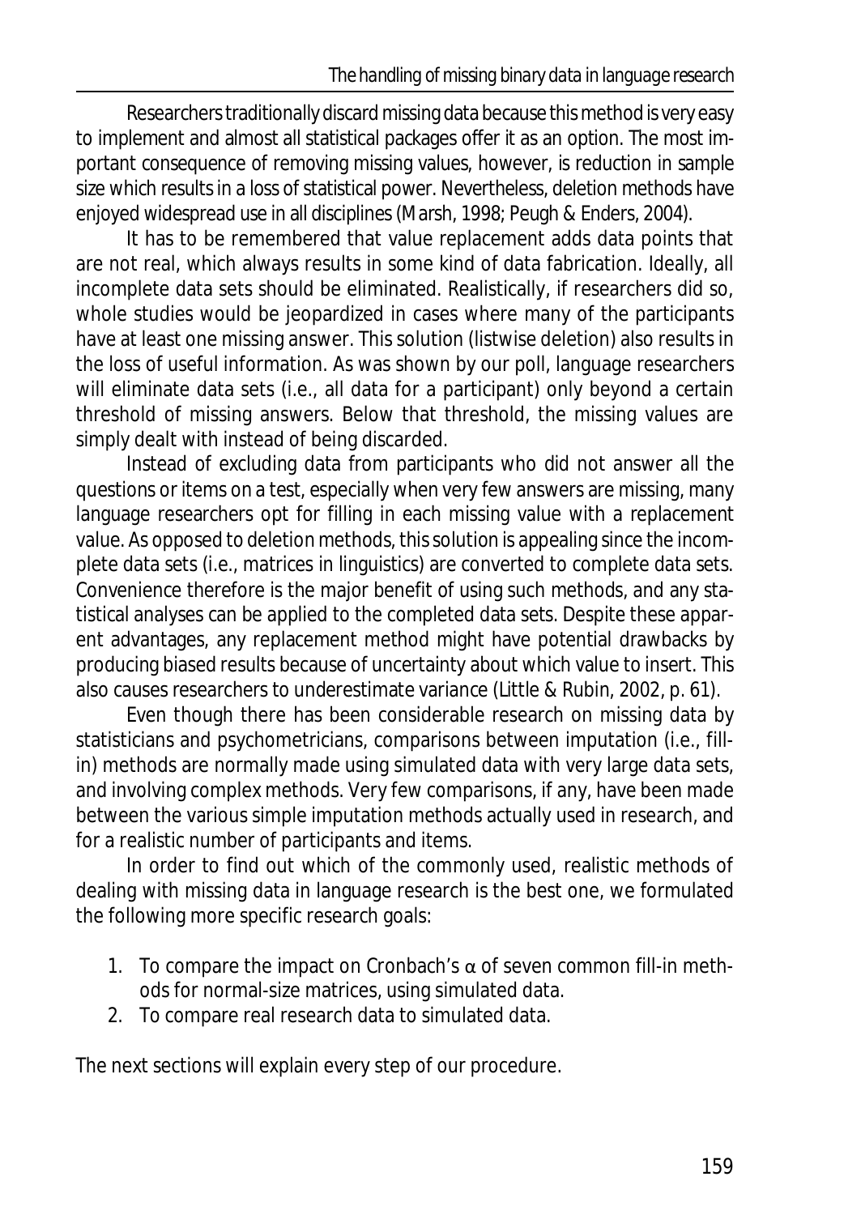Researchers traditionally discard missing data because this method is very easy to implement and almost all statistical packages offer it as an option. The most important consequence of removing missing values, however, is reduction in sample size which results in a loss of statistical power. Nevertheless, deletion methods have enjoyed widespread use in all disciplines (Marsh, 1998; Peugh & Enders, 2004).

It has to be remembered that value replacement adds data points that are not real, which always results in some kind of data fabrication. Ideally, all incomplete data sets should be eliminated. Realistically, if researchers did so, whole studies would be jeopardized in cases where many of the participants have at least one missing answer. This solution (listwise deletion) also results in the loss of useful information. As was shown by our poll, language researchers will eliminate data sets (i.e., all data for a participant) only beyond a certain threshold of missing answers. Below that threshold, the missing values are simply dealt with instead of being discarded.

Instead of excluding data from participants who did not answer all the questions or items on a test, especially when very few answers are missing, many language researchers opt for filling in each missing value with a replacement value. As opposed to deletion methods, this solution is appealing since the incomplete data sets (i.e., matrices in linguistics) are converted to complete data sets. Convenience therefore is the major benefit of using such methods, and any statistical analyses can be applied to the completed data sets. Despite these apparent advantages, any replacement method might have potential drawbacks by producing biased results because of uncertainty about which value to insert. This also causes researchers to underestimate variance (Little & Rubin, 2002, p. 61).

Even though there has been considerable research on missing data by statisticians and psychometricians, comparisons between imputation (i.e., fill-in) methods are normally made using simulated data with very large data sets, and involving complex methods. Very few comparisons, if any, have been made between the various simple imputation methods actually used in research, and for a realistic number of participants and items.

In order to find out which of the commonly used, realistic methods of dealing with missing data in language research is the best one, we formulated the following more specific research goals:

1. To compare the impact on Cronbach's $\alpha$ of seven common fill-in methods for normal-size matrices, using simulated data.
2. To compare real research data to simulated data.

The next sections will explain every step of our procedure.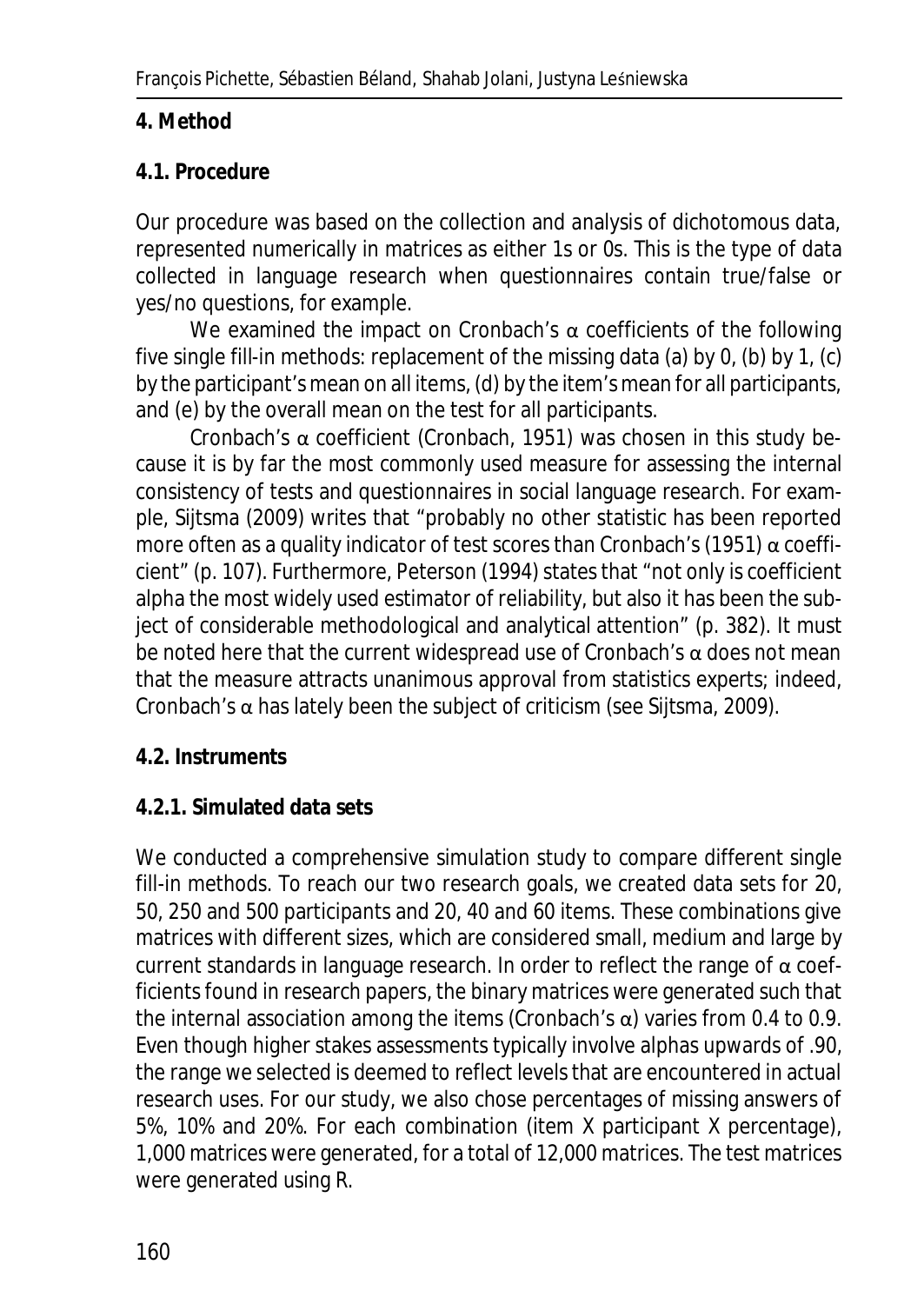## 4. Method

### 4.1. Procedure

Our procedure was based on the collection and analysis of dichotomous data, represented numerically in matrices as either 1s or 0s. This is the type of data collected in language research when questionnaires contain true/false or yes/no questions, for example.

We examined the impact on Cronbach's $\alpha$ coefficients of the following five single fill-in methods: replacement of the missing data (a) by 0, (b) by 1, (c) by the participant's mean on all items, (d) by the item's mean for all participants, and (e) by the overall mean on the test for all participants.

Cronbach's $\alpha$ coefficient (Cronbach, 1951) was chosen in this study because it is by far the most commonly used measure for assessing the internal consistency of tests and questionnaires in social language research. For example, Sijtsma (2009) writes that "probably no other statistic has been reported more often as a quality indicator of test scores than Cronbach's (1951) $\alpha$ coefficient" (p. 107). Furthermore, Peterson (1994) states that "not only is coefficient alpha the most widely used estimator of reliability, but also it has been the subject of considerable methodological and analytical attention" (p. 382). It must be noted here that the current widespread use of Cronbach's $\alpha$ does not mean that the measure attracts unanimous approval from statistics experts; indeed, Cronbach's $\alpha$ has lately been the subject of criticism (see Sijtsma, 2009).

### 4.2. Instruments

#### 4.2.1. Simulated data sets

We conducted a comprehensive simulation study to compare different single fill-in methods. To reach our two research goals, we created data sets for 20, 50, 250 and 500 participants and 20, 40 and 60 items. These combinations give matrices with different sizes, which are considered small, medium and large by current standards in language research. In order to reflect the range of $\alpha$ coefficients found in research papers, the binary matrices were generated such that the internal association among the items (Cronbach's $\alpha$) varies from 0.4 to 0.9. Even though higher stakes assessments typically involve alphas upwards of .90, the range we selected is deemed to reflect levels that are encountered in actual research uses. For our study, we also chose percentages of missing answers of 5%, 10% and 20%. For each combination (item X participant X percentage), 1,000 matrices were generated, for a total of 12,000 matrices. The test matrices were generated using R.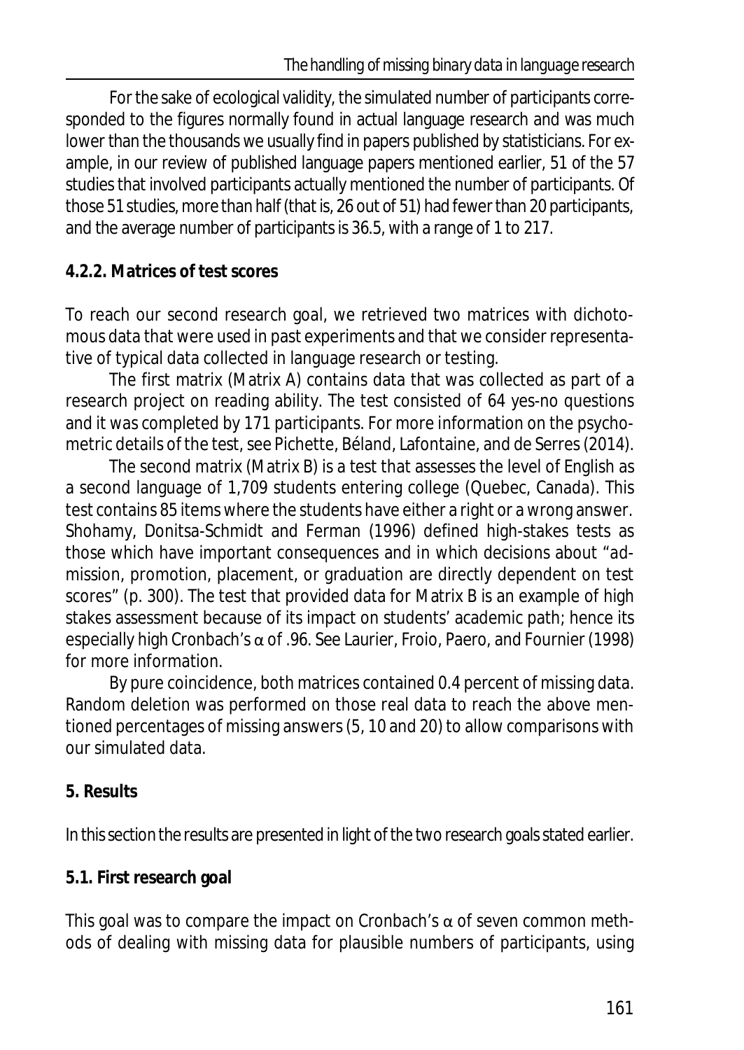For the sake of ecological validity, the simulated number of participants corresponded to the figures normally found in actual language research and was much lower than the thousands we usually find in papers published by statisticians. For example, in our review of published language papers mentioned earlier, 51 of the 57 studies that involved participants actually mentioned the number of participants. Of those 51 studies, more than half (that is, 26 out of 51) had fewer than 20 participants, and the average number of participants is 36.5, with a range of 1 to 217.

### 4.2.2. Matrices of test scores

To reach our second research goal, we retrieved two matrices with dichotomous data that were used in past experiments and that we consider representative of typical data collected in language research or testing.

The first matrix (Matrix A) contains data that was collected as part of a research project on reading ability. The test consisted of 64 yes-no questions and it was completed by 171 participants. For more information on the psychometric details of the test, see Pichette, Béland, Lafontaine, and de Serres (2014).

The second matrix (Matrix B) is a test that assesses the level of English as a second language of 1,709 students entering college (Quebec, Canada). This test contains 85 items where the students have either a right or a wrong answer. Shohamy, Donitsa-Schmidt and Ferman (1996) defined high-stakes tests as those which have important consequences and in which decisions about "admission, promotion, placement, or graduation are directly dependent on test scores" (p. 300). The test that provided data for Matrix B is an example of high stakes assessment because of its impact on students' academic path; hence its especially high Cronbach's $\alpha$ of .96. See Laurier, Froio, Paero, and Fournier (1998) for more information.

By pure coincidence, both matrices contained 0.4 percent of missing data. Random deletion was performed on those real data to reach the above mentioned percentages of missing answers (5, 10 and 20) to allow comparisons with our simulated data.

## 5. Results

In this section the results are presented in light of the two research goals stated earlier.

### 5.1. First research goal

This goal was to compare the impact on Cronbach's $\alpha$ of seven common methods of dealing with missing data for plausible numbers of participants, using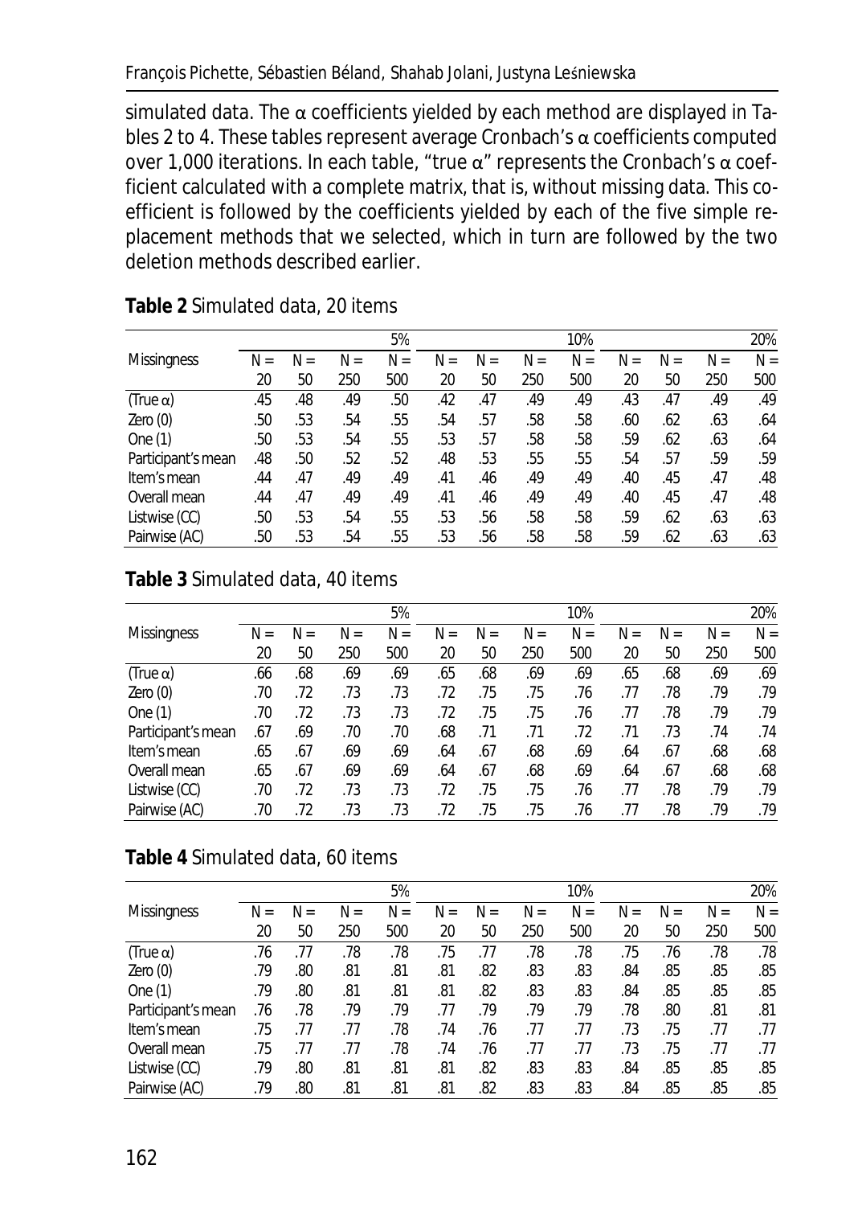simulated data. The α coefficients yielded by each method are displayed in Tables 2 to 4. These tables represent average Cronbach's α coefficients computed over 1,000 iterations. In each table, "true α" represents the Cronbach's α coefficient calculated with a complete matrix, that is, without missing data. This coefficient is followed by the coefficients yielded by each of the five simple replacement methods that we selected, which in turn are followed by the two deletion methods described earlier.

**Table 2** Simulated data, 20 items

| | | | | 5% | | | | 10% | | | | 20% |
|---|---|---|---|---|---|---|---|---|---|---|---|---|
| Missingness | N = 20 | N = 50 | N = 250 | N = 500 | N = 20 | N = 50 | N = 250 | N = 500 | N = 20 | N = 50 | N = 250 | N = 500 |
| (True α) | .45 | .48 | .49 | .50 | .42 | .47 | .49 | .49 | .43 | .47 | .49 | .49 |
| Zero (0) | .50 | .53 | .54 | .55 | .54 | .57 | .58 | .58 | .60 | .62 | .63 | .64 |
| One (1) | .50 | .53 | .54 | .55 | .53 | .57 | .58 | .58 | .59 | .62 | .63 | .64 |
| Participant's mean | .48 | .50 | .52 | .52 | .48 | .53 | .55 | .55 | .54 | .57 | .59 | .59 |
| Item's mean | .44 | .47 | .49 | .49 | .41 | .46 | .49 | .49 | .40 | .45 | .47 | .48 |
| Overall mean | .44 | .47 | .49 | .49 | .41 | .46 | .49 | .49 | .40 | .45 | .47 | .48 |
| Listwise (CC) | .50 | .53 | .54 | .55 | .53 | .56 | .58 | .58 | .59 | .62 | .63 | .63 |
| Pairwise (AC) | .50 | .53 | .54 | .55 | .53 | .56 | .58 | .58 | .59 | .62 | .63 | .63 |

**Table 3** Simulated data, 40 items

| | | | | 5% | | | | 10% | | | | 20% |
|---|---|---|---|---|---|---|---|---|---|---|---|---|
| Missingness | N = 20 | N = 50 | N = 250 | N = 500 | N = 20 | N = 50 | N = 250 | N = 500 | N = 20 | N = 50 | N = 250 | N = 500 |
| (True α) | .66 | .68 | .69 | .69 | .65 | .68 | .69 | .69 | .65 | .68 | .69 | .69 |
| Zero (0) | .70 | .72 | .73 | .73 | .72 | .75 | .75 | .76 | .77 | .78 | .79 | .79 |
| One (1) | .70 | .72 | .73 | .73 | .72 | .75 | .75 | .76 | .77 | .78 | .79 | .79 |
| Participant's mean | .67 | .69 | .70 | .70 | .68 | .71 | .71 | .72 | .71 | .73 | .74 | .74 |
| Item's mean | .65 | .67 | .69 | .69 | .64 | .67 | .68 | .69 | .64 | .67 | .68 | .68 |
| Overall mean | .65 | .67 | .69 | .69 | .64 | .67 | .68 | .69 | .64 | .67 | .68 | .68 |
| Listwise (CC) | .70 | .72 | .73 | .73 | .72 | .75 | .75 | .76 | .77 | .78 | .79 | .79 |
| Pairwise (AC) | .70 | .72 | .73 | .73 | .72 | .75 | .75 | .76 | .77 | .78 | .79 | .79 |

**Table 4** Simulated data, 60 items

| | | | | 5% | | | | 10% | | | | 20% |
|---|---|---|---|---|---|---|---|---|---|---|---|---|
| Missingness | N = 20 | N = 50 | N = 250 | N = 500 | N = 20 | N = 50 | N = 250 | N = 500 | N = 20 | N = 50 | N = 250 | N = 500 |
| (True α) | .76 | .77 | .78 | .78 | .75 | .77 | .78 | .78 | .75 | .76 | .78 | .78 |
| Zero (0) | .79 | .80 | .81 | .81 | .81 | .82 | .83 | .83 | .84 | .85 | .85 | .85 |
| One (1) | .79 | .80 | .81 | .81 | .81 | .82 | .83 | .83 | .84 | .85 | .85 | .85 |
| Participant's mean | .76 | .78 | .79 | .79 | .77 | .79 | .79 | .79 | .78 | .80 | .81 | .81 |
| Item's mean | .75 | .77 | .77 | .78 | .74 | .76 | .77 | .77 | .73 | .75 | .77 | .77 |
| Overall mean | .75 | .77 | .77 | .78 | .74 | .76 | .77 | .77 | .73 | .75 | .77 | .77 |
| Listwise (CC) | .79 | .80 | .81 | .81 | .81 | .82 | .83 | .83 | .84 | .85 | .85 | .85 |
| Pairwise (AC) | .79 | .80 | .81 | .81 | .81 | .82 | .83 | .83 | .84 | .85 | .85 | .85 |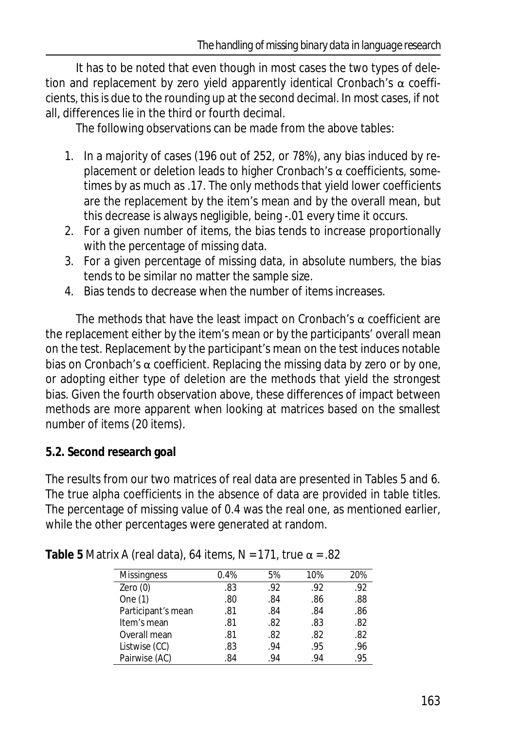It has to be noted that even though in most cases the two types of deletion and replacement by zero yield apparently identical Cronbach's α coefficients, this is due to the rounding up at the second decimal. In most cases, if not all, differences lie in the third or fourth decimal.

The following observations can be made from the above tables:

1. In a majority of cases (196 out of 252, or 78%), any bias induced by replacement or deletion leads to higher Cronbach's α coefficients, sometimes by as much as .17. The only methods that yield lower coefficients are the replacement by the item's mean and by the overall mean, but this decrease is always negligible, being -.01 every time it occurs.
2. For a given number of items, the bias tends to increase proportionally with the percentage of missing data.
3. For a given percentage of missing data, in absolute numbers, the bias tends to be similar no matter the sample size.
4. Bias tends to decrease when the number of items increases.

The methods that have the least impact on Cronbach's α coefficient are the replacement either by the item's mean or by the participants' overall mean on the test. Replacement by the participant's mean on the test induces notable bias on Cronbach's α coefficient. Replacing the missing data by zero or by one, or adopting either type of deletion are the methods that yield the strongest bias. Given the fourth observation above, these differences of impact between methods are more apparent when looking at matrices based on the smallest number of items (20 items).

**5.2. Second research goal**

The results from our two matrices of real data are presented in Tables 5 and 6. The true alpha coefficients in the absence of data are provided in table titles. The percentage of missing value of 0.4 was the real one, as mentioned earlier, while the other percentages were generated at random.

**Table 5** Matrix A (real data), 64 items, N = 171, true α = .82

| Missingness | 0.4% | 5% | 10% | 20% |
|---|---|---|---|---|
| Zero (0) | .83 | .92 | .92 | .92 |
| One (1) | .80 | .84 | .86 | .88 |
| Participant's mean | .81 | .84 | .84 | .86 |
| Item's mean | .81 | .82 | .83 | .82 |
| Overall mean | .81 | .82 | .82 | .82 |
| Listwise (CC) | .83 | .94 | .95 | .96 |
| Pairwise (AC) | .84 | .94 | .94 | .95 |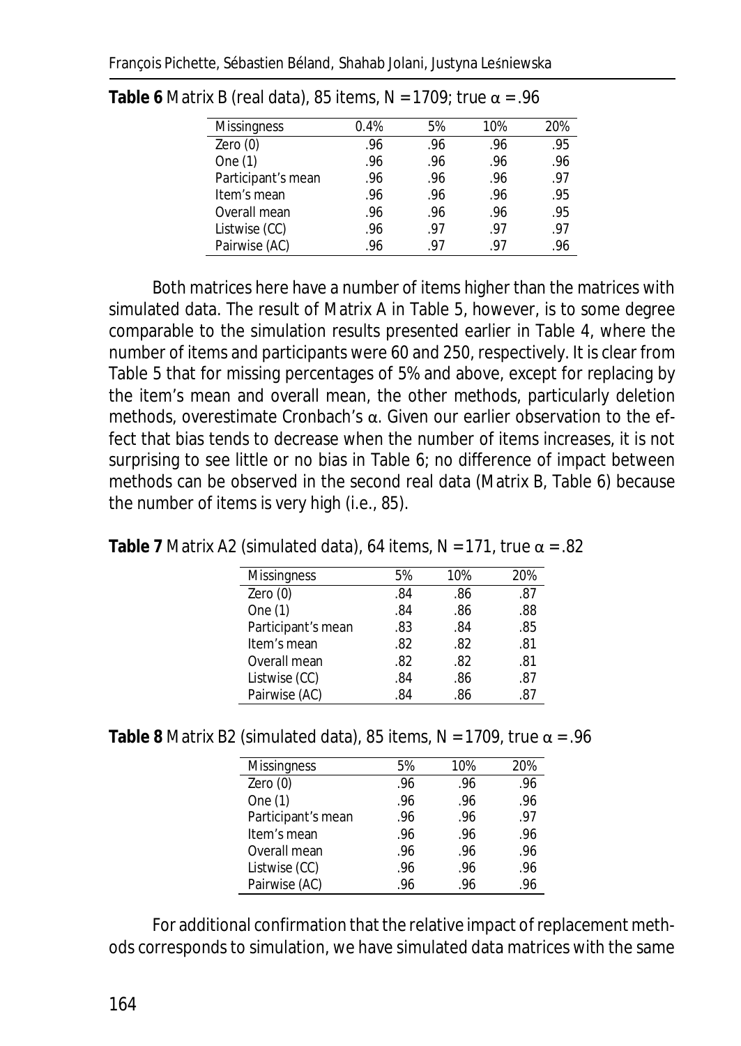**Table 6** Matrix B (real data), 85 items, $N = 1709$; true $\alpha = .96$

| Missingness | 0.4% | 5% | 10% | 20% |
|---|---|---|---|---|
| Zero (0) | .96 | .96 | .96 | .95 |
| One (1) | .96 | .96 | .96 | .96 |
| Participant's mean | .96 | .96 | .96 | .97 |
| Item's mean | .96 | .96 | .96 | .95 |
| Overall mean | .96 | .96 | .96 | .95 |
| Listwise (CC) | .96 | .97 | .97 | .97 |
| Pairwise (AC) | .96 | .97 | .97 | .96 |

Both matrices here have a number of items higher than the matrices with simulated data. The result of Matrix A in Table 5, however, is to some degree comparable to the simulation results presented earlier in Table 4, where the number of items and participants were 60 and 250, respectively. It is clear from Table 5 that for missing percentages of 5% and above, except for replacing by the item's mean and overall mean, the other methods, particularly deletion methods, overestimate Cronbach's $\alpha$. Given our earlier observation to the effect that bias tends to decrease when the number of items increases, it is not surprising to see little or no bias in Table 6; no difference of impact between methods can be observed in the second real data (Matrix B, Table 6) because the number of items is very high (i.e., 85).

**Table 7** Matrix A2 (simulated data), 64 items, $N = 171$, true $\alpha = .82$

| Missingness | 5% | 10% | 20% |
|---|---|---|---|
| Zero (0) | .84 | .86 | .87 |
| One (1) | .84 | .86 | .88 |
| Participant's mean | .83 | .84 | .85 |
| Item's mean | .82 | .82 | .81 |
| Overall mean | .82 | .82 | .81 |
| Listwise (CC) | .84 | .86 | .87 |
| Pairwise (AC) | .84 | .86 | .87 |

**Table 8** Matrix B2 (simulated data), 85 items, $N = 1709$, true $\alpha = .96$

| Missingness | 5% | 10% | 20% |
|---|---|---|---|
| Zero (0) | .96 | .96 | .96 |
| One (1) | .96 | .96 | .96 |
| Participant's mean | .96 | .96 | .97 |
| Item's mean | .96 | .96 | .96 |
| Overall mean | .96 | .96 | .96 |
| Listwise (CC) | .96 | .96 | .96 |
| Pairwise (AC) | .96 | .96 | .96 |

For additional confirmation that the relative impact of replacement methods corresponds to simulation, we have simulated data matrices with the same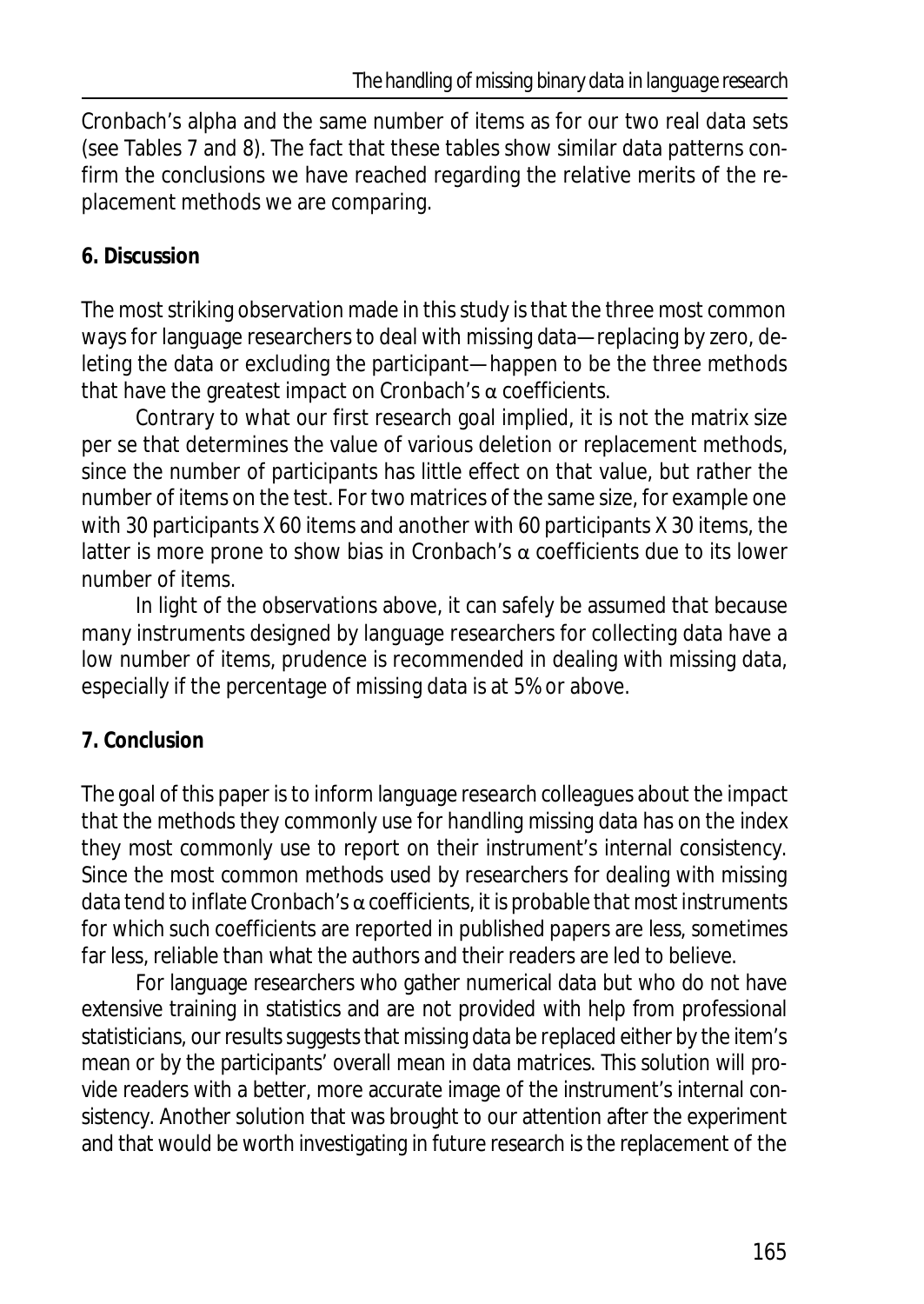Cronbach's alpha and the same number of items as for our two real data sets (see Tables 7 and 8). The fact that these tables show similar data patterns confirm the conclusions we have reached regarding the relative merits of the replacement methods we are comparing.

## 6. Discussion

The most striking observation made in this study is that the three most common ways for language researchers to deal with missing data—replacing by zero, deleting the data or excluding the participant—happen to be the three methods that have the greatest impact on Cronbach's $\alpha$ coefficients.

Contrary to what our first research goal implied, it is not the matrix size per se that determines the value of various deletion or replacement methods, since the number of participants has little effect on that value, but rather the number of items on the test. For two matrices of the same size, for example one with 30 participants X 60 items and another with 60 participants X 30 items, the latter is more prone to show bias in Cronbach's $\alpha$ coefficients due to its lower number of items.

In light of the observations above, it can safely be assumed that because many instruments designed by language researchers for collecting data have a low number of items, prudence is recommended in dealing with missing data, especially if the percentage of missing data is at 5% or above.

## 7. Conclusion

The goal of this paper is to inform language research colleagues about the impact that the methods they commonly use for handling missing data has on the index they most commonly use to report on their instrument's internal consistency. Since the most common methods used by researchers for dealing with missing data tend to inflate Cronbach's $\alpha$ coefficients, it is probable that most instruments for which such coefficients are reported in published papers are less, sometimes far less, reliable than what the authors and their readers are led to believe.

For language researchers who gather numerical data but who do not have extensive training in statistics and are not provided with help from professional statisticians, our results suggests that missing data be replaced either by the item's mean or by the participants' overall mean in data matrices. This solution will provide readers with a better, more accurate image of the instrument's internal consistency. Another solution that was brought to our attention after the experiment and that would be worth investigating in future research is the replacement of the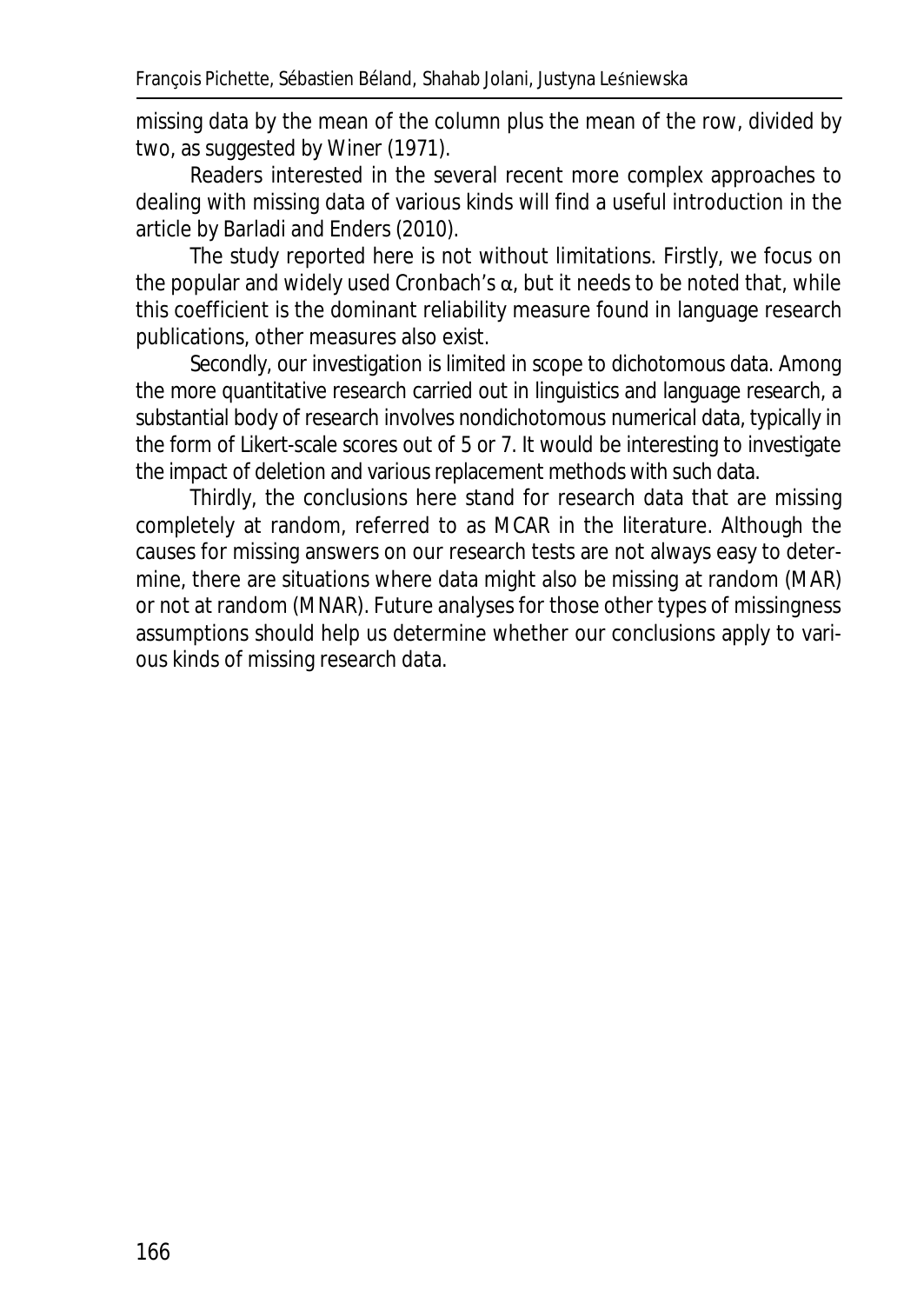missing data by the mean of the column plus the mean of the row, divided by two, as suggested by Winer (1971).

Readers interested in the several recent more complex approaches to dealing with missing data of various kinds will find a useful introduction in the article by Barladi and Enders (2010).

The study reported here is not without limitations. Firstly, we focus on the popular and widely used Cronbach's $\alpha$, but it needs to be noted that, while this coefficient is the dominant reliability measure found in language research publications, other measures also exist.

Secondly, our investigation is limited in scope to dichotomous data. Among the more quantitative research carried out in linguistics and language research, a substantial body of research involves nondichotomous numerical data, typically in the form of Likert-scale scores out of 5 or 7. It would be interesting to investigate the impact of deletion and various replacement methods with such data.

Thirdly, the conclusions here stand for research data that are missing completely at random, referred to as MCAR in the literature. Although the causes for missing answers on our research tests are not always easy to determine, there are situations where data might also be missing at random (MAR) or not at random (MNAR). Future analyses for those other types of missingness assumptions should help us determine whether our conclusions apply to various kinds of missing research data.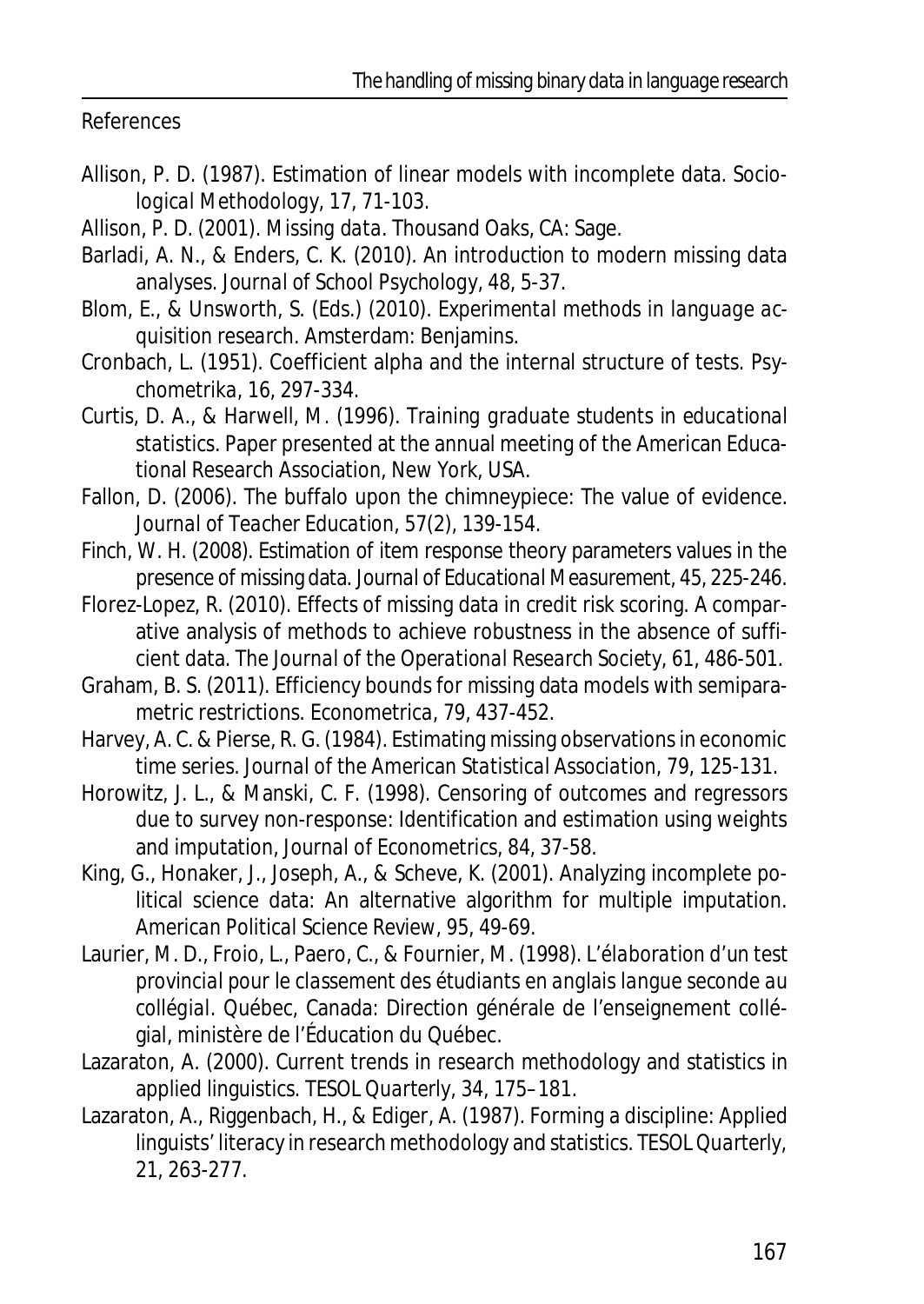## References

Allison, P. D. (1987). Estimation of linear models with incomplete data. *Sociological Methodology*, *17*, 71-103.

Allison, P. D. (2001). *Missing data*. Thousand Oaks, CA: Sage.

Barladi, A. N., & Enders, C. K. (2010). An introduction to modern missing data analyses. *Journal of School Psychology*, *48*, 5-37.

Blom, E., & Unsworth, S. (Eds.) (2010). *Experimental methods in language acquisition research*. Amsterdam: Benjamins.

Cronbach, L. (1951). Coefficient alpha and the internal structure of tests. *Psychometrika*, *16*, 297-334.

Curtis, D. A., & Harwell, M. (1996). *Training graduate students in educational statistics*. Paper presented at the annual meeting of the American Educational Research Association, New York, USA.

Fallon, D. (2006). The buffalo upon the chimneypiece: The value of evidence. *Journal of Teacher Education*, *57*(2), 139-154.

Finch, W. H. (2008). Estimation of item response theory parameters values in the presence of missing data. *Journal of Educational Measurement*, *45*, 225-246.

Florez-Lopez, R. (2010). Effects of missing data in credit risk scoring. A comparative analysis of methods to achieve robustness in the absence of sufficient data. *The Journal of the Operational Research Society*, *61*, 486-501.

Graham, B. S. (2011). Efficiency bounds for missing data models with semiparametric restrictions. *Econometrica*, *79*, 437-452.

Harvey, A. C. & Pierse, R. G. (1984). Estimating missing observations in economic time series. *Journal of the American Statistical Association*, *79*, 125-131.

Horowitz, J. L., & Manski, C. F. (1998). Censoring of outcomes and regressors due to survey non-response: Identification and estimation using weights and imputation, *Journal of Econometrics*, *84*, 37-58.

King, G., Honaker, J., Joseph, A., & Scheve, K. (2001). Analyzing incomplete political science data: An alternative algorithm for multiple imputation. *American Political Science Review*, *95*, 49-69.

Laurier, M. D., Froio, L., Paero, C., & Fournier, M. (1998). *L'élaboration d'un test provincial pour le classement des étudiants en anglais langue seconde au collégial*. Québec, Canada: Direction générale de l'enseignement collégial, ministère de l'Éducation du Québec.

Lazaraton, A. (2000). Current trends in research methodology and statistics in applied linguistics. *TESOL Quarterly*, *34*, 175–181.

Lazaraton, A., Riggenbach, H., & Ediger, A. (1987). Forming a discipline: Applied linguists' literacy in research methodology and statistics. *TESOL Quarterly*, *21*, 263-277.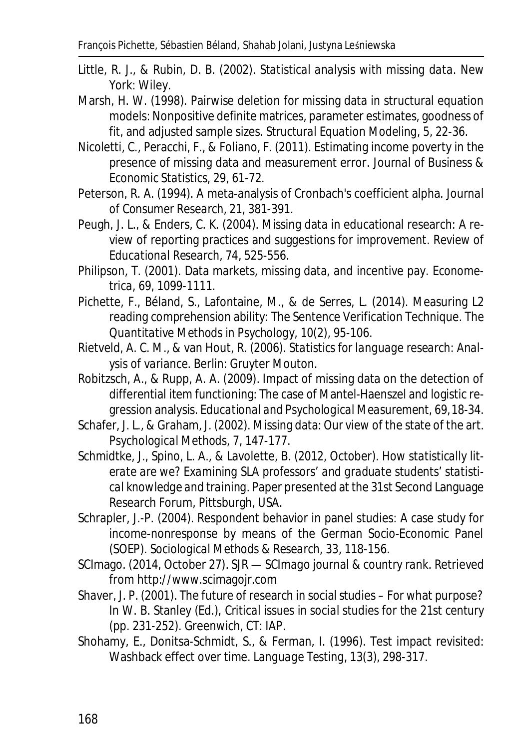Little, R. J., & Rubin, D. B. (2002). *Statistical analysis with missing data*. New York: Wiley.

Marsh, H. W. (1998). Pairwise deletion for missing data in structural equation models: Nonpositive definite matrices, parameter estimates, goodness of fit, and adjusted sample sizes. *Structural Equation Modeling*, 5, 22-36.

Nicoletti, C., Peracchi, F., & Foliano, F. (2011). Estimating income poverty in the presence of missing data and measurement error. *Journal of Business & Economic Statistics*, 29, 61-72.

Peterson, R. A. (1994). A meta-analysis of Cronbach's coefficient alpha. *Journal of Consumer Research*, 21, 381-391.

Peugh, J. L., & Enders, C. K. (2004). Missing data in educational research: A review of reporting practices and suggestions for improvement. *Review of Educational Research*, 74, 525-556.

Philipson, T. (2001). Data markets, missing data, and incentive pay. *Econometrica*, 69, 1099-1111.

Pichette, F., Béland, S., Lafontaine, M., & de Serres, L. (2014). Measuring L2 reading comprehension ability: The Sentence Verification Technique. *The Quantitative Methods in Psychology*, 10(2), 95-106.

Rietveld, A. C. M., & van Hout, R. (2006). *Statistics for language research: Analysis of variance*. Berlin: Gruyter Mouton.

Robitzsch, A., & Rupp, A. A. (2009). Impact of missing data on the detection of differential item functioning: The case of Mantel-Haenszel and logistic regression analysis. *Educational and Psychological Measurement*, 69, 18-34.

Schafer, J. L., & Graham, J. (2002). Missing data: Our view of the state of the art. *Psychological Methods*, 7, 147-177.

Schmidtke, J., Spino, L. A., & Lavolette, B. (2012, October). *How statistically literate are we? Examining SLA professors' and graduate students' statistical knowledge and training*. Paper presented at the 31st Second Language Research Forum, Pittsburgh, USA.

Schrapler, J.-P. (2004). Respondent behavior in panel studies: A case study for income-nonresponse by means of the German Socio-Economic Panel (SOEP). *Sociological Methods & Research*, 33, 118-156.

SCImago. (2014, October 27). *SJR — SCImago journal & country rank*. Retrieved from http://www.scimagojr.com

Shaver, J. P. (2001). The future of research in social studies – For what purpose? In W. B. Stanley (Ed.), *Critical issues in social studies for the 21st century* (pp. 231-252). Greenwich, CT: IAP.

Shohamy, E., Donitsa-Schmidt, S., & Ferman, I. (1996). Test impact revisited: Washback effect over time. *Language Testing*, 13(3), 298-317.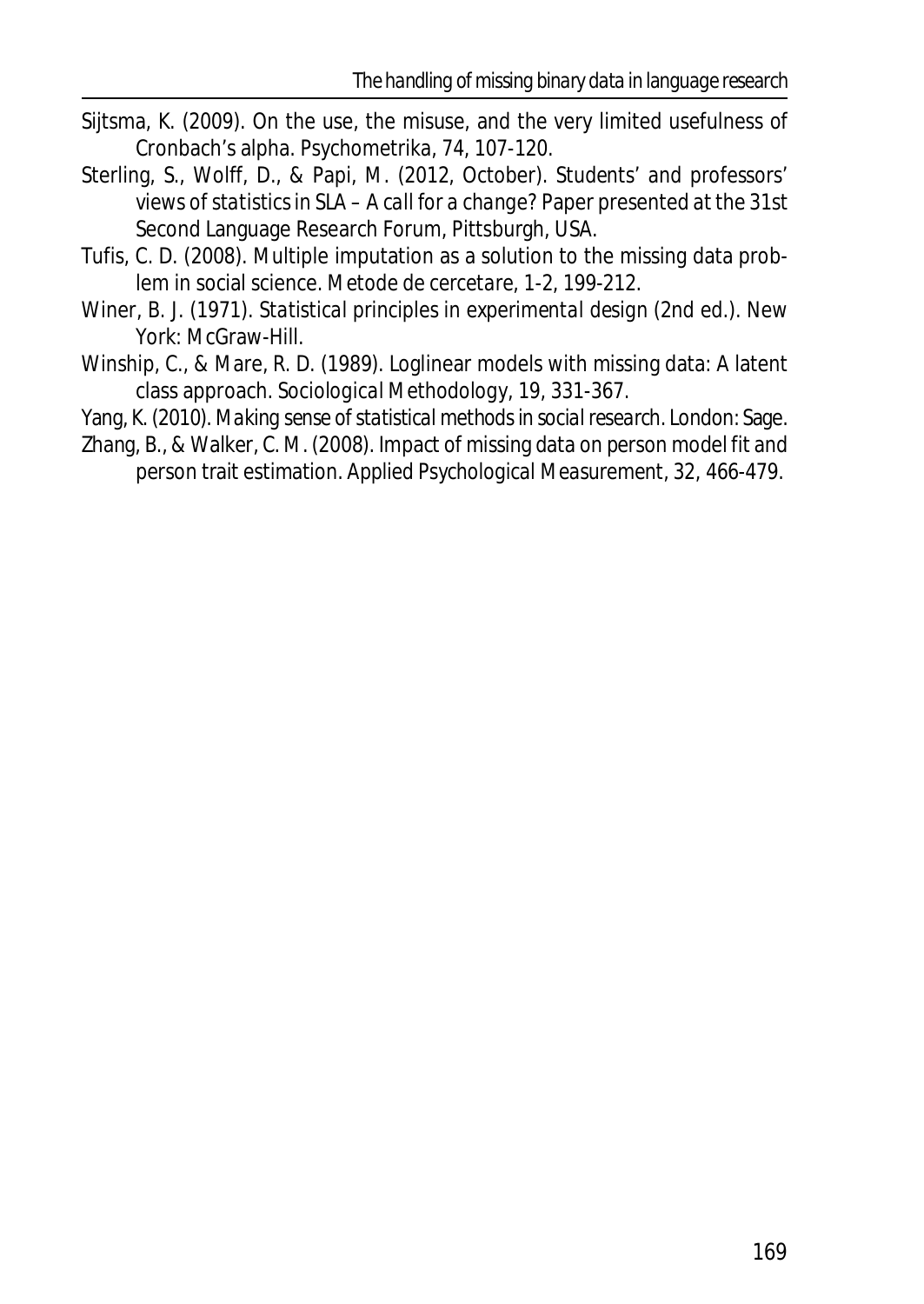Sijtsma, K. (2009). On the use, the misuse, and the very limited usefulness of Cronbach's alpha. *Psychometrika, 74*, 107-120.

Sterling, S., Wolff, D., & Papi, M. (2012, October). *Students' and professors' views of statistics in SLA – A call for a change?* Paper presented at the 31st Second Language Research Forum, Pittsburgh, USA.

Tufis, C. D. (2008). Multiple imputation as a solution to the missing data problem in social science. *Metode de cercetare, 1-2*, 199-212.

Winer, B. J. (1971). *Statistical principles in experimental design* (2nd ed.). New York: McGraw-Hill.

Winship, C., & Mare, R. D. (1989). Loglinear models with missing data: A latent class approach. *Sociological Methodology, 19*, 331-367.

Yang, K. (2010). *Making sense of statistical methods in social research*. London: Sage.

Zhang, B., & Walker, C. M. (2008). Impact of missing data on person model fit and person trait estimation. *Applied Psychological Measurement, 32*, 466-479.